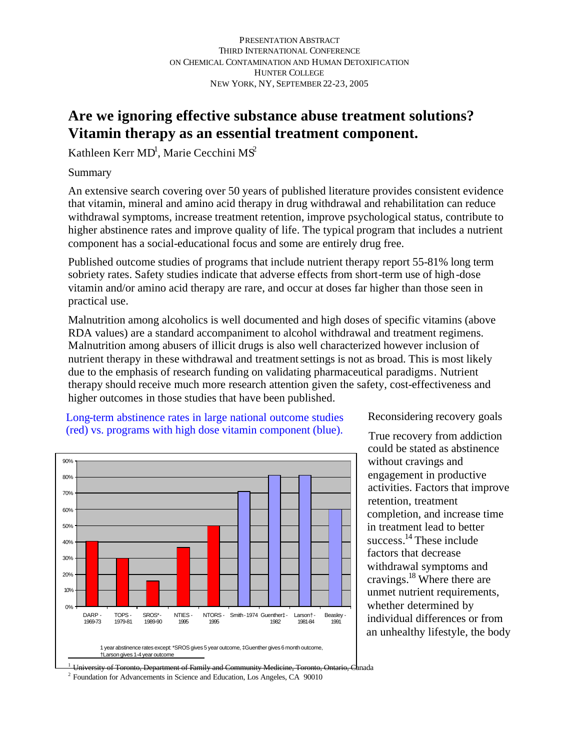PRESENTATION ABSTRACT
THIRD INTERNATIONAL CONFERENCE
ON CHEMICAL CONTAMINATION AND HUMAN DETOXIFICATION
HUNTER COLLEGE
NEW YORK, NY, SEPTEMBER 22-23, 2005

# Are we ignoring effective substance abuse treatment solutions? Vitamin therapy as an essential treatment component.

Kathleen Kerr MD[1], Marie Cecchini MS[2]

Summary

An extensive search covering over 50 years of published literature provides consistent evidence that vitamin, mineral and amino acid therapy in drug withdrawal and rehabilitation can reduce withdrawal symptoms, increase treatment retention, improve psychological status, contribute to higher abstinence rates and improve quality of life. The typical program that includes a nutrient component has a social-educational focus and some are entirely drug free.

Published outcome studies of programs that include nutrient therapy report 55-81% long term sobriety rates. Safety studies indicate that adverse effects from short-term use of high-dose vitamin and/or amino acid therapy are rare, and occur at doses far higher than those seen in practical use.

Malnutrition among alcoholics is well documented and high doses of specific vitamins (above RDA values) are a standard accompaniment to alcohol withdrawal and treatment regimens. Malnutrition among abusers of illicit drugs is also well characterized however inclusion of nutrient therapy in these withdrawal and treatment settings is not as broad. This is most likely due to the emphasis of research funding on validating pharmaceutical paradigms. Nutrient therapy should receive much more research attention given the safety, cost-effectiveness and higher outcomes in those studies that have been published.

Long-term abstinence rates in large national outcome studies (red) vs. programs with high dose vitamin component (blue).

| Study | Abstinence rate (approx.) |
|---|---|
| DARP - 1969-73 | 40% |
| TOPS - 1979-81 | 30% |
| SROS* - 1989-90 | 16% |
| NTIES - 1995 | 37% |
| NTORS - 1995 | 50% |
| Smith - 1974 | 71% |
| Guenther‡ - 1982 | 81% |
| Larson† - 1981-84 | 81% |
| Beasley - 1991 | 60% |

1 year abstinence rates except: *SROS gives 5 year outcome, ‡Guenther gives 6 month outcome, †Larson gives 1-4 year outcome

## Reconsidering recovery goals

True recovery from addiction could be stated as abstinence without cravings and engagement in productive activities. Factors that improve retention, treatment completion, and increase time in treatment lead to better success.[14] These include factors that decrease withdrawal symptoms and cravings.[18] Where there are unmet nutrient requirements, whether determined by individual differences or from an unhealthy lifestyle, the body

[1] University of Toronto, Department of Family and Community Medicine, Toronto, Ontario, Canada
[2] Foundation for Advancements in Science and Education, Los Angeles, CA 90010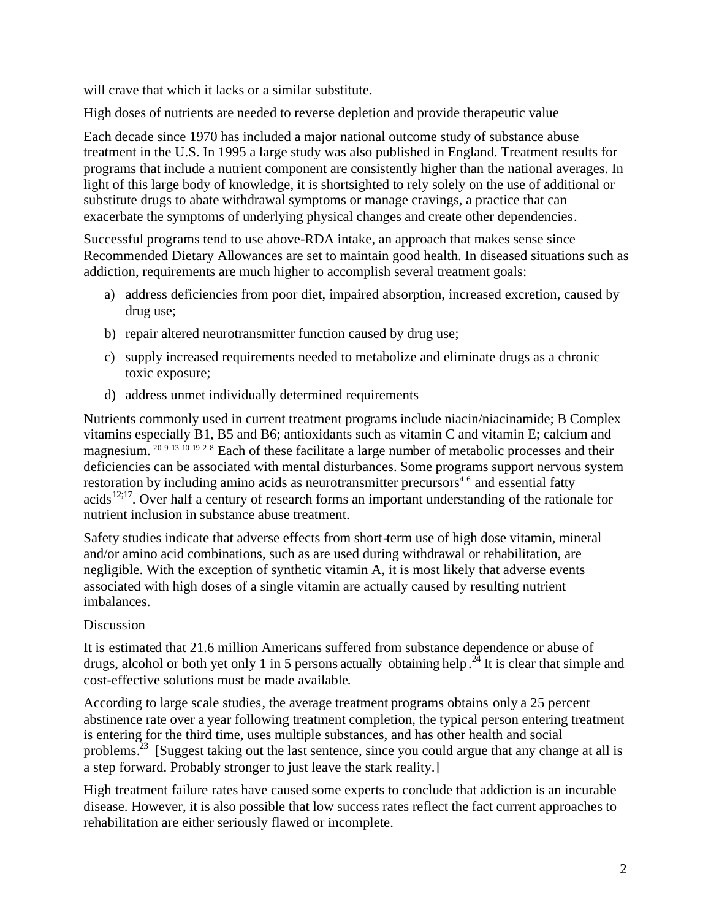will crave that which it lacks or a similar substitute.

High doses of nutrients are needed to reverse depletion and provide therapeutic value

Each decade since 1970 has included a major national outcome study of substance abuse treatment in the U.S. In 1995 a large study was also published in England. Treatment results for programs that include a nutrient component are consistently higher than the national averages. In light of this large body of knowledge, it is shortsighted to rely solely on the use of additional or substitute drugs to abate withdrawal symptoms or manage cravings, a practice that can exacerbate the symptoms of underlying physical changes and create other dependencies.

Successful programs tend to use above-RDA intake, an approach that makes sense since Recommended Dietary Allowances are set to maintain good health. In diseased situations such as addiction, requirements are much higher to accomplish several treatment goals:

a) address deficiencies from poor diet, impaired absorption, increased excretion, caused by drug use;
b) repair altered neurotransmitter function caused by drug use;
c) supply increased requirements needed to metabolize and eliminate drugs as a chronic toxic exposure;
d) address unmet individually determined requirements

Nutrients commonly used in current treatment programs include niacin/niacinamide; B Complex vitamins especially B1, B5 and B6; antioxidants such as vitamin C and vitamin E; calcium and magnesium. [20 9 13 10 19 2 8] Each of these facilitate a large number of metabolic processes and their deficiencies can be associated with mental disturbances. Some programs support nervous system restoration by including amino acids as neurotransmitter precursors[4 6] and essential fatty acids[12;17]. Over half a century of research forms an important understanding of the rationale for nutrient inclusion in substance abuse treatment.

Safety studies indicate that adverse effects from short-term use of high dose vitamin, mineral and/or amino acid combinations, such as are used during withdrawal or rehabilitation, are negligible. With the exception of synthetic vitamin A, it is most likely that adverse events associated with high doses of a single vitamin are actually caused by resulting nutrient imbalances.

Discussion

It is estimated that 21.6 million Americans suffered from substance dependence or abuse of drugs, alcohol or both yet only 1 in 5 persons actually obtaining help.[24] It is clear that simple and cost-effective solutions must be made available.

According to large scale studies, the average treatment programs obtains only a 25 percent abstinence rate over a year following treatment completion, the typical person entering treatment is entering for the third time, uses multiple substances, and has other health and social problems.[23] [Suggest taking out the last sentence, since you could argue that any change at all is a step forward. Probably stronger to just leave the stark reality.]

High treatment failure rates have caused some experts to conclude that addiction is an incurable disease. However, it is also possible that low success rates reflect the fact current approaches to rehabilitation are either seriously flawed or incomplete.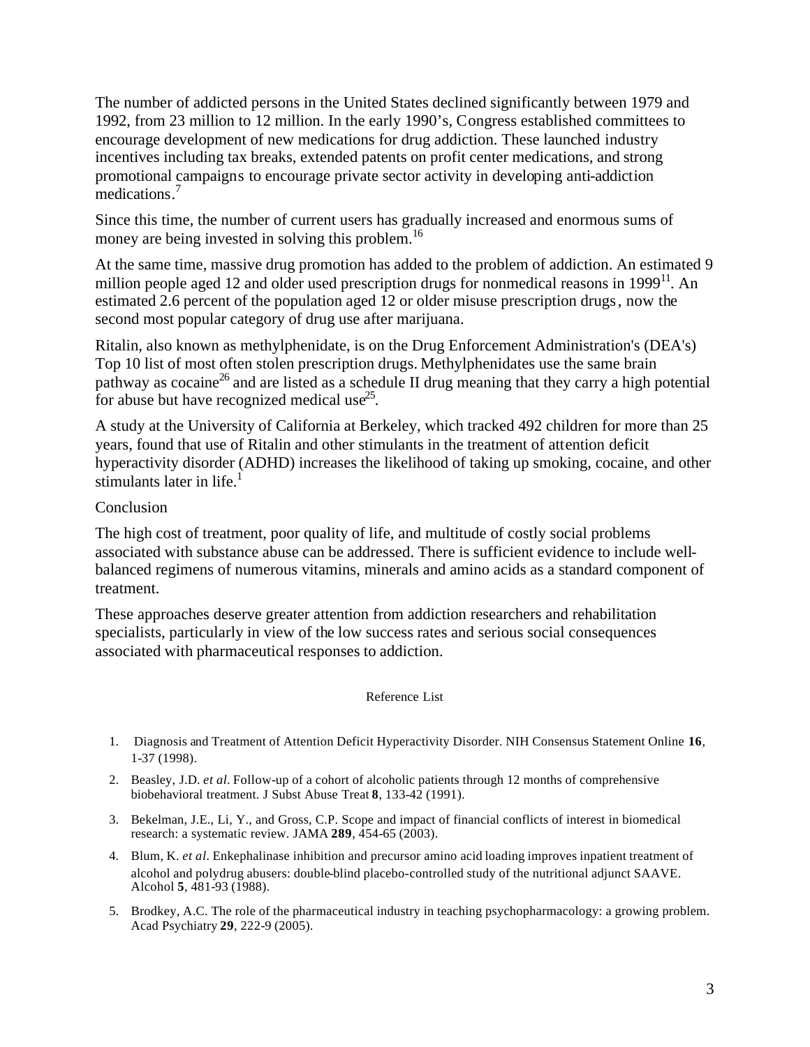The number of addicted persons in the United States declined significantly between 1979 and 1992, from 23 million to 12 million. In the early 1990's, Congress established committees to encourage development of new medications for drug addiction. These launched industry incentives including tax breaks, extended patents on profit center medications, and strong promotional campaigns to encourage private sector activity in developing anti-addiction medications.[7]

Since this time, the number of current users has gradually increased and enormous sums of money are being invested in solving this problem.[16]

At the same time, massive drug promotion has added to the problem of addiction. An estimated 9 million people aged 12 and older used prescription drugs for nonmedical reasons in 1999[11]. An estimated 2.6 percent of the population aged 12 or older misuse prescription drugs, now the second most popular category of drug use after marijuana.

Ritalin, also known as methylphenidate, is on the Drug Enforcement Administration's (DEA's) Top 10 list of most often stolen prescription drugs. Methylphenidates use the same brain pathway as cocaine[26] and are listed as a schedule II drug meaning that they carry a high potential for abuse but have recognized medical use[25].

A study at the University of California at Berkeley, which tracked 492 children for more than 25 years, found that use of Ritalin and other stimulants in the treatment of attention deficit hyperactivity disorder (ADHD) increases the likelihood of taking up smoking, cocaine, and other stimulants later in life.[1]

## Conclusion

The high cost of treatment, poor quality of life, and multitude of costly social problems associated with substance abuse can be addressed. There is sufficient evidence to include well-balanced regimens of numerous vitamins, minerals and amino acids as a standard component of treatment.

These approaches deserve greater attention from addiction researchers and rehabilitation specialists, particularly in view of the low success rates and serious social consequences associated with pharmaceutical responses to addiction.

## Reference List

1. Diagnosis and Treatment of Attention Deficit Hyperactivity Disorder. NIH Consensus Statement Online **16**, 1-37 (1998).
2. Beasley, J.D. *et al*. Follow-up of a cohort of alcoholic patients through 12 months of comprehensive biobehavioral treatment. J Subst Abuse Treat **8**, 133-42 (1991).
3. Bekelman, J.E., Li, Y., and Gross, C.P. Scope and impact of financial conflicts of interest in biomedical research: a systematic review. JAMA **289**, 454-65 (2003).
4. Blum, K. *et al*. Enkephalinase inhibition and precursor amino acid loading improves inpatient treatment of alcohol and polydrug abusers: double-blind placebo-controlled study of the nutritional adjunct SAAVE. Alcohol **5**, 481-93 (1988).
5. Brodkey, A.C. The role of the pharmaceutical industry in teaching psychopharmacology: a growing problem. Acad Psychiatry **29**, 222-9 (2005).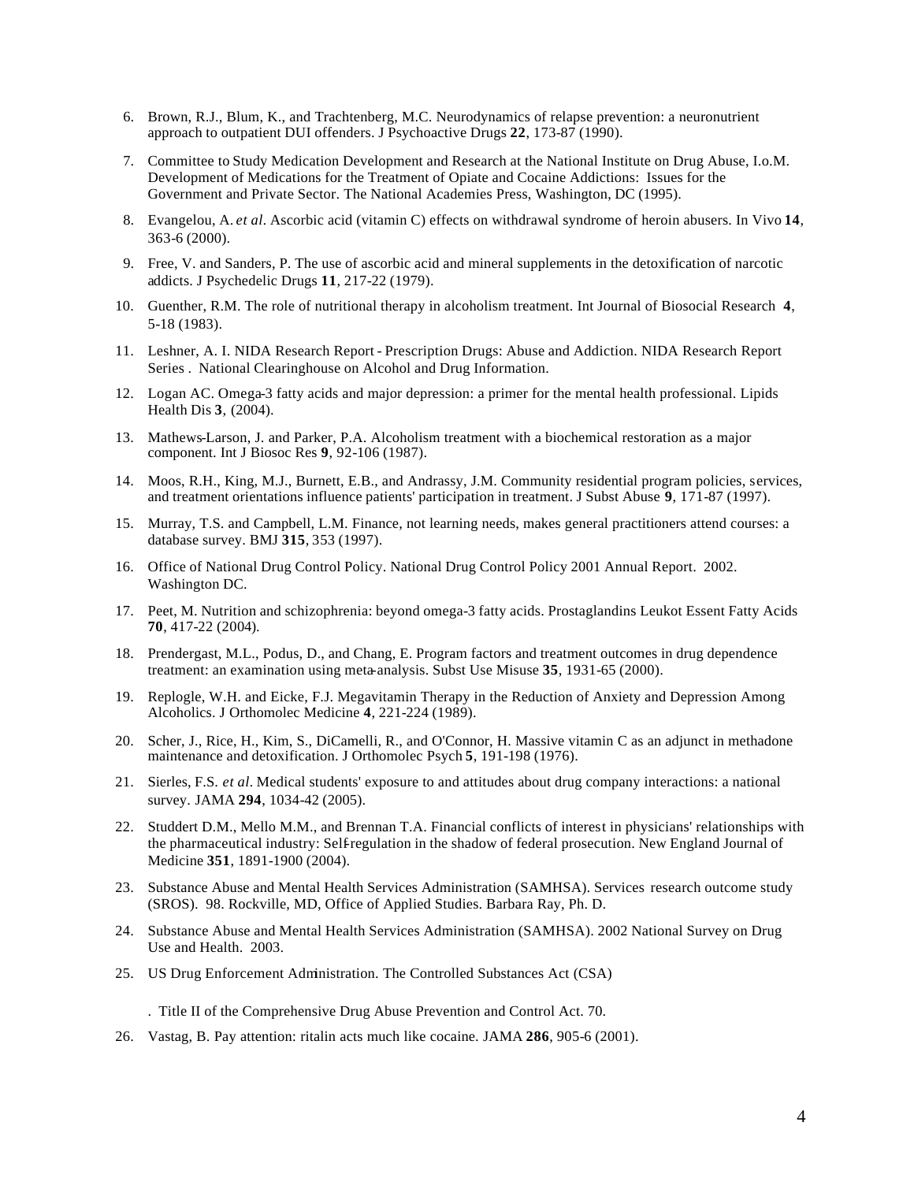6. Brown, R.J., Blum, K., and Trachtenberg, M.C. Neurodynamics of relapse prevention: a neuronutrient approach to outpatient DUI offenders. J Psychoactive Drugs **22**, 173-87 (1990).
7. Committee to Study Medication Development and Research at the National Institute on Drug Abuse, I.o.M. Development of Medications for the Treatment of Opiate and Cocaine Addictions: Issues for the Government and Private Sector. The National Academies Press, Washington, DC (1995).
8. Evangelou, A. *et al*. Ascorbic acid (vitamin C) effects on withdrawal syndrome of heroin abusers. In Vivo **14**, 363-6 (2000).
9. Free, V. and Sanders, P. The use of ascorbic acid and mineral supplements in the detoxification of narcotic addicts. J Psychedelic Drugs **11**, 217-22 (1979).
10. Guenther, R.M. The role of nutritional therapy in alcoholism treatment. Int Journal of Biosocial Research **4**, 5-18 (1983).
11. Leshner, A. I. NIDA Research Report - Prescription Drugs: Abuse and Addiction. NIDA Research Report Series . National Clearinghouse on Alcohol and Drug Information.
12. Logan AC. Omega-3 fatty acids and major depression: a primer for the mental health professional. Lipids Health Dis **3**, (2004).
13. Mathews-Larson, J. and Parker, P.A. Alcoholism treatment with a biochemical restoration as a major component. Int J Biosoc Res **9**, 92-106 (1987).
14. Moos, R.H., King, M.J., Burnett, E.B., and Andrassy, J.M. Community residential program policies, services, and treatment orientations influence patients' participation in treatment. J Subst Abuse **9**, 171-87 (1997).
15. Murray, T.S. and Campbell, L.M. Finance, not learning needs, makes general practitioners attend courses: a database survey. BMJ **315**, 353 (1997).
16. Office of National Drug Control Policy. National Drug Control Policy 2001 Annual Report. 2002. Washington DC.
17. Peet, M. Nutrition and schizophrenia: beyond omega-3 fatty acids. Prostaglandins Leukot Essent Fatty Acids **70**, 417-22 (2004).
18. Prendergast, M.L., Podus, D., and Chang, E. Program factors and treatment outcomes in drug dependence treatment: an examination using meta-analysis. Subst Use Misuse **35**, 1931-65 (2000).
19. Replogle, W.H. and Eicke, F.J. Megavitamin Therapy in the Reduction of Anxiety and Depression Among Alcoholics. J Orthomolec Medicine **4**, 221-224 (1989).
20. Scher, J., Rice, H., Kim, S., DiCamelli, R., and O'Connor, H. Massive vitamin C as an adjunct in methadone maintenance and detoxification. J Orthomolec Psych **5**, 191-198 (1976).
21. Sierles, F.S. *et al*. Medical students' exposure to and attitudes about drug company interactions: a national survey. JAMA **294**, 1034-42 (2005).
22. Studdert D.M., Mello M.M., and Brennan T.A. Financial conflicts of interest in physicians' relationships with the pharmaceutical industry: Self-regulation in the shadow of federal prosecution. New England Journal of Medicine **351**, 1891-1900 (2004).
23. Substance Abuse and Mental Health Services Administration (SAMHSA). Services research outcome study (SROS). 98. Rockville, MD, Office of Applied Studies. Barbara Ray, Ph. D.
24. Substance Abuse and Mental Health Services Administration (SAMHSA). 2002 National Survey on Drug Use and Health. 2003.
25. US Drug Enforcement Administration. The Controlled Substances Act (CSA)

    . Title II of the Comprehensive Drug Abuse Prevention and Control Act. 70.
26. Vastag, B. Pay attention: ritalin acts much like cocaine. JAMA **286**, 905-6 (2001).